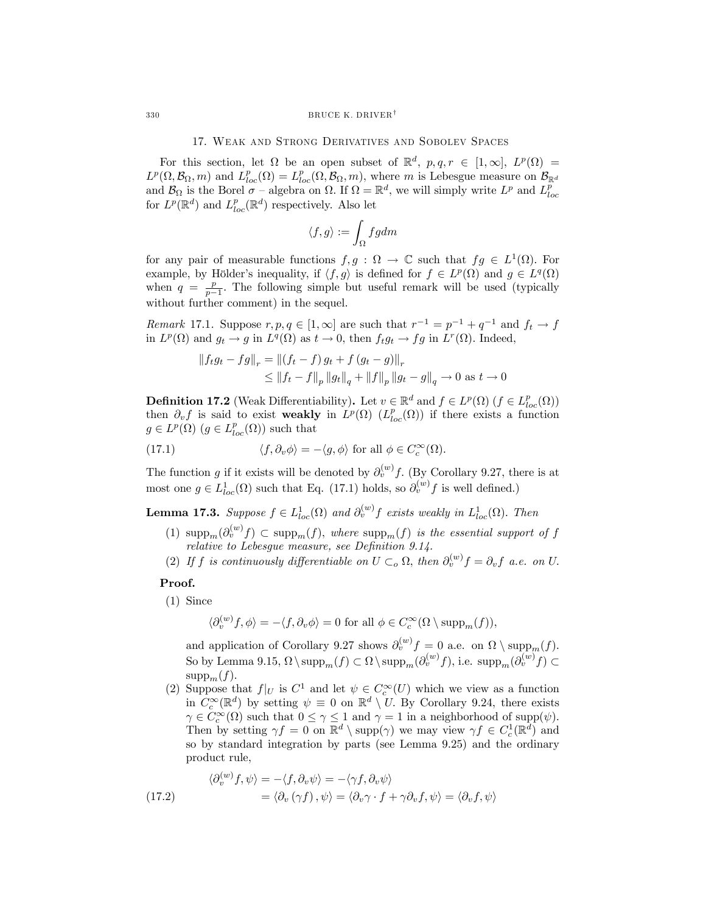## 17. Weak and Strong Derivatives and Sobolev Spaces

For this section, let $\Omega$ be an open subset of $\mathbb{R}^d$, $p, q, r \in [1, \infty]$, $L^p(\Omega) = L^p(\Omega, \mathcal{B}_\Omega, m)$ and $L^p_{loc}(\Omega) = L^p_{loc}(\Omega, \mathcal{B}_\Omega, m)$, where $m$ is Lebesgue measure on $\mathcal{B}_{\mathbb{R}^d}$ and $\mathcal{B}_\Omega$ is the Borel $\sigma$ – algebra on $\Omega$. If $\Omega = \mathbb{R}^d$, we will simply write $L^p$ and $L^p_{loc}$ for $L^p(\mathbb{R}^d)$ and $L^p_{loc}(\mathbb{R}^d)$ respectively. Also let

$$\langle f, g \rangle := \int_\Omega f g dm$$

for any pair of measurable functions $f, g : \Omega \to \mathbb{C}$ such that $fg \in L^1(\Omega)$. For example, by Hölder's inequality, if $\langle f, g \rangle$ is defined for $f \in L^p(\Omega)$ and $g \in L^q(\Omega)$ when $q = \frac{p}{p-1}$. The following simple but useful remark will be used (typically without further comment) in the sequel.

*Remark* 17.1. Suppose $r, p, q \in [1, \infty]$ are such that $r^{-1} = p^{-1} + q^{-1}$ and $f_t \to f$ in $L^p(\Omega)$ and $g_t \to g$ in $L^q(\Omega)$ as $t \to 0$, then $f_t g_t \to fg$ in $L^r(\Omega)$. Indeed,

$$\begin{aligned}
\|f_t g_t - fg\|_r &= \|(f_t - f) g_t + f(g_t - g)\|_r \\
&\le \|f_t - f\|_p \|g_t\|_q + \|f\|_p \|g_t - g\|_q \to 0 \text{ as } t \to 0
\end{aligned}$$

**Definition 17.2** (Weak Differentiability)**.** Let $v \in \mathbb{R}^d$ and $f \in L^p(\Omega)$ ($f \in L^p_{loc}(\Omega)$) then $\partial_v f$ is said to exist **weakly** in $L^p(\Omega)$ ($L^p_{loc}(\Omega)$) if there exists a function $g \in L^p(\Omega)$ ($g \in L^p_{loc}(\Omega)$) such that

$$\langle f, \partial_v \phi \rangle = -\langle g, \phi \rangle \text{ for all } \phi \in C_c^\infty(\Omega). \tag{17.1}$$

The function $g$ if it exists will be denoted by $\partial_v^{(w)} f$. (By Corollary 9.27, there is at most one $g \in L^1_{loc}(\Omega)$ such that Eq. (17.1) holds, so $\partial_v^{(w)} f$ is well defined.)

**Lemma 17.3.** *Suppose $f \in L^1_{loc}(\Omega)$ and $\partial_v^{(w)} f$ exists weakly in $L^1_{loc}(\Omega)$. Then*

1. $\operatorname{supp}_m(\partial_v^{(w)} f) \subset \operatorname{supp}_m(f)$*, where $\operatorname{supp}_m(f)$ is the essential support of $f$ relative to Lebesgue measure, see Definition 9.14.*
2. *If $f$ is continuously differentiable on $U \subset_o \Omega$, then $\partial_v^{(w)} f = \partial_v f$ a.e. on $U$.*

**Proof.**

1. Since

   $$\langle \partial_v^{(w)} f, \phi \rangle = -\langle f, \partial_v \phi \rangle = 0 \text{ for all } \phi \in C_c^\infty(\Omega \setminus \operatorname{supp}_m(f)),$$

   and application of Corollary 9.27 shows $\partial_v^{(w)} f = 0$ a.e. on $\Omega \setminus \operatorname{supp}_m(f)$. So by Lemma 9.15, $\Omega \setminus \operatorname{supp}_m(f) \subset \Omega \setminus \operatorname{supp}_m(\partial_v^{(w)} f)$, i.e. $\operatorname{supp}_m(\partial_v^{(w)} f) \subset \operatorname{supp}_m(f)$.
2. Suppose that $f|_U$ is $C^1$ and let $\psi \in C_c^\infty(U)$ which we view as a function in $C_c^\infty(\mathbb{R}^d)$ by setting $\psi \equiv 0$ on $\mathbb{R}^d \setminus U$. By Corollary 9.24, there exists $\gamma \in C_c^\infty(\Omega)$ such that $0 \le \gamma \le 1$ and $\gamma = 1$ in a neighborhood of $\operatorname{supp}(\psi)$. Then by setting $\gamma f = 0$ on $\mathbb{R}^d \setminus \operatorname{supp}(\gamma)$ we may view $\gamma f \in C_c^1(\mathbb{R}^d)$ and so by standard integration by parts (see Lemma 9.25) and the ordinary product rule,

   $$\begin{aligned}
   \langle \partial_v^{(w)} f, \psi \rangle &= -\langle f, \partial_v \psi \rangle = -\langle \gamma f, \partial_v \psi \rangle \\
   &= \langle \partial_v (\gamma f), \psi \rangle = \langle \partial_v \gamma \cdot f + \gamma \partial_v f, \psi \rangle = \langle \partial_v f, \psi \rangle
   \end{aligned} \tag{17.2}$$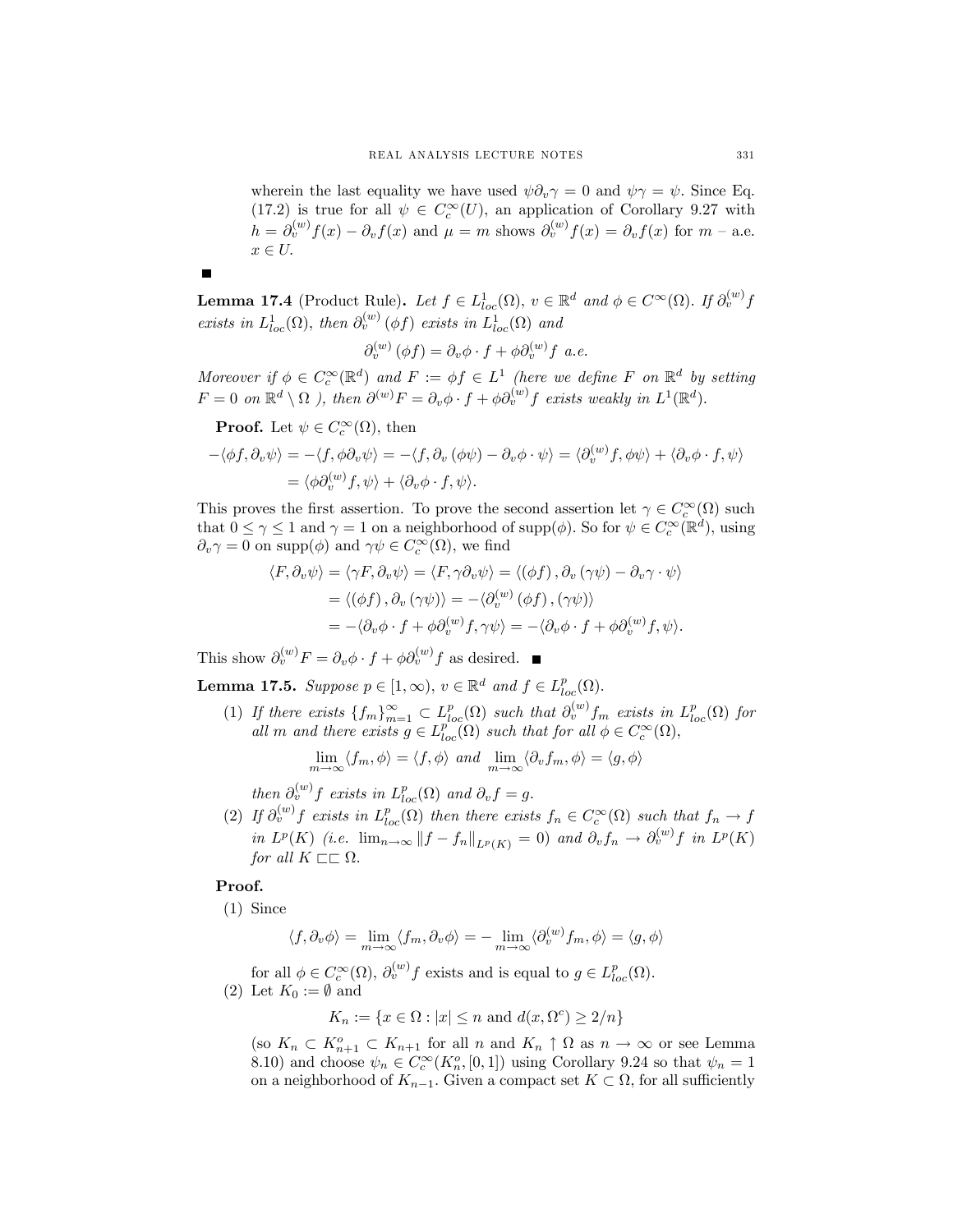wherein the last equality we have used $\psi \partial_v \gamma = 0$ and $\psi \gamma = \psi$. Since Eq. (17.2) is true for all $\psi \in C_c^\infty(U)$, an application of Corollary 9.27 with $h = \partial_v^{(w)} f(x) - \partial_v f(x)$ and $\mu = m$ shows $\partial_v^{(w)} f(x) = \partial_v f(x)$ for $m$ – a.e. $x \in U$.

■

**Lemma 17.4** (Product Rule)**.** *Let $f \in L^1_{loc}(\Omega)$, $v \in \mathbb{R}^d$ and $\phi \in C^\infty(\Omega)$. If $\partial_v^{(w)} f$ exists in $L^1_{loc}(\Omega)$, then $\partial_v^{(w)}(\phi f)$ exists in $L^1_{loc}(\Omega)$ and*

$$\partial_v^{(w)}(\phi f) = \partial_v \phi \cdot f + \phi \partial_v^{(w)} f \text{ a.e.}$$

*Moreover if $\phi \in C_c^\infty(\mathbb{R}^d)$ and $F := \phi f \in L^1$ (here we define $F$ on $\mathbb{R}^d$ by setting $F = 0$ on $\mathbb{R}^d \setminus \Omega$ ), then $\partial^{(w)} F = \partial_v \phi \cdot f + \phi \partial_v^{(w)} f$ exists weakly in $L^1(\mathbb{R}^d)$.*

**Proof.** Let $\psi \in C_c^\infty(\Omega)$, then

$$\begin{aligned}
-\langle \phi f, \partial_v \psi \rangle &= -\langle f, \phi \partial_v \psi \rangle = -\langle f, \partial_v (\phi \psi) - \partial_v \phi \cdot \psi \rangle = \langle \partial_v^{(w)} f, \phi \psi \rangle + \langle \partial_v \phi \cdot f, \psi \rangle \\
&= \langle \phi \partial_v^{(w)} f, \psi \rangle + \langle \partial_v \phi \cdot f, \psi \rangle.
\end{aligned}$$

This proves the first assertion. To prove the second assertion let $\gamma \in C_c^\infty(\Omega)$ such that $0 \leq \gamma \leq 1$ and $\gamma = 1$ on a neighborhood of $\text{supp}(\phi)$. So for $\psi \in C_c^\infty(\mathbb{R}^d)$, using $\partial_v \gamma = 0$ on $\text{supp}(\phi)$ and $\gamma \psi \in C_c^\infty(\Omega)$, we find

$$\begin{aligned}
\langle F, \partial_v \psi \rangle &= \langle \gamma F, \partial_v \psi \rangle = \langle F, \gamma \partial_v \psi \rangle = \langle (\phi f), \partial_v (\gamma \psi) - \partial_v \gamma \cdot \psi \rangle \\
&= \langle (\phi f), \partial_v (\gamma \psi) \rangle = -\langle \partial_v^{(w)} (\phi f), (\gamma \psi) \rangle \\
&= -\langle \partial_v \phi \cdot f + \phi \partial_v^{(w)} f, \gamma \psi \rangle = -\langle \partial_v \phi \cdot f + \phi \partial_v^{(w)} f, \psi \rangle.
\end{aligned}$$

This show $\partial_v^{(w)} F = \partial_v \phi \cdot f + \phi \partial_v^{(w)} f$ as desired. ■

**Lemma 17.5.** *Suppose $p \in [1, \infty)$, $v \in \mathbb{R}^d$ and $f \in L^p_{loc}(\Omega)$.*

1. *If there exists $\{f_m\}_{m=1}^\infty \subset L^p_{loc}(\Omega)$ such that $\partial_v^{(w)} f_m$ exists in $L^p_{loc}(\Omega)$ for all $m$ and there exists $g \in L^p_{loc}(\Omega)$ such that for all $\phi \in C_c^\infty(\Omega)$,*
$$\lim_{m \to \infty} \langle f_m, \phi \rangle = \langle f, \phi \rangle \text{ and } \lim_{m \to \infty} \langle \partial_v f_m, \phi \rangle = \langle g, \phi \rangle$$
*then $\partial_v^{(w)} f$ exists in $L^p_{loc}(\Omega)$ and $\partial_v f = g$.*
2. *If $\partial_v^{(w)} f$ exists in $L^p_{loc}(\Omega)$ then there exists $f_n \in C_c^\infty(\Omega)$ such that $f_n \to f$ in $L^p(K)$ (i.e. $\lim_{n \to \infty} \|f - f_n\|_{L^p(K)} = 0$) and $\partial_v f_n \to \partial_v^{(w)} f$ in $L^p(K)$ for all $K \sqsubset\sqsubset \Omega$.*

**Proof.**

1. Since
$$\langle f, \partial_v \phi \rangle = \lim_{m \to \infty} \langle f_m, \partial_v \phi \rangle = -\lim_{m \to \infty} \langle \partial_v^{(w)} f_m, \phi \rangle = \langle g, \phi \rangle$$
for all $\phi \in C_c^\infty(\Omega)$, $\partial_v^{(w)} f$ exists and is equal to $g \in L^p_{loc}(\Omega)$.
2. Let $K_0 := \emptyset$ and
$$K_n := \{x \in \Omega : |x| \leq n \text{ and } d(x, \Omega^c) \geq 2/n\}$$
(so $K_n \subset K_{n+1}^o \subset K_{n+1}$ for all $n$ and $K_n \uparrow \Omega$ as $n \to \infty$ or see Lemma 8.10) and choose $\psi_n \in C_c^\infty(K_n^o, [0, 1])$ using Corollary 9.24 so that $\psi_n = 1$ on a neighborhood of $K_{n-1}$. Given a compact set $K \subset \Omega$, for all sufficiently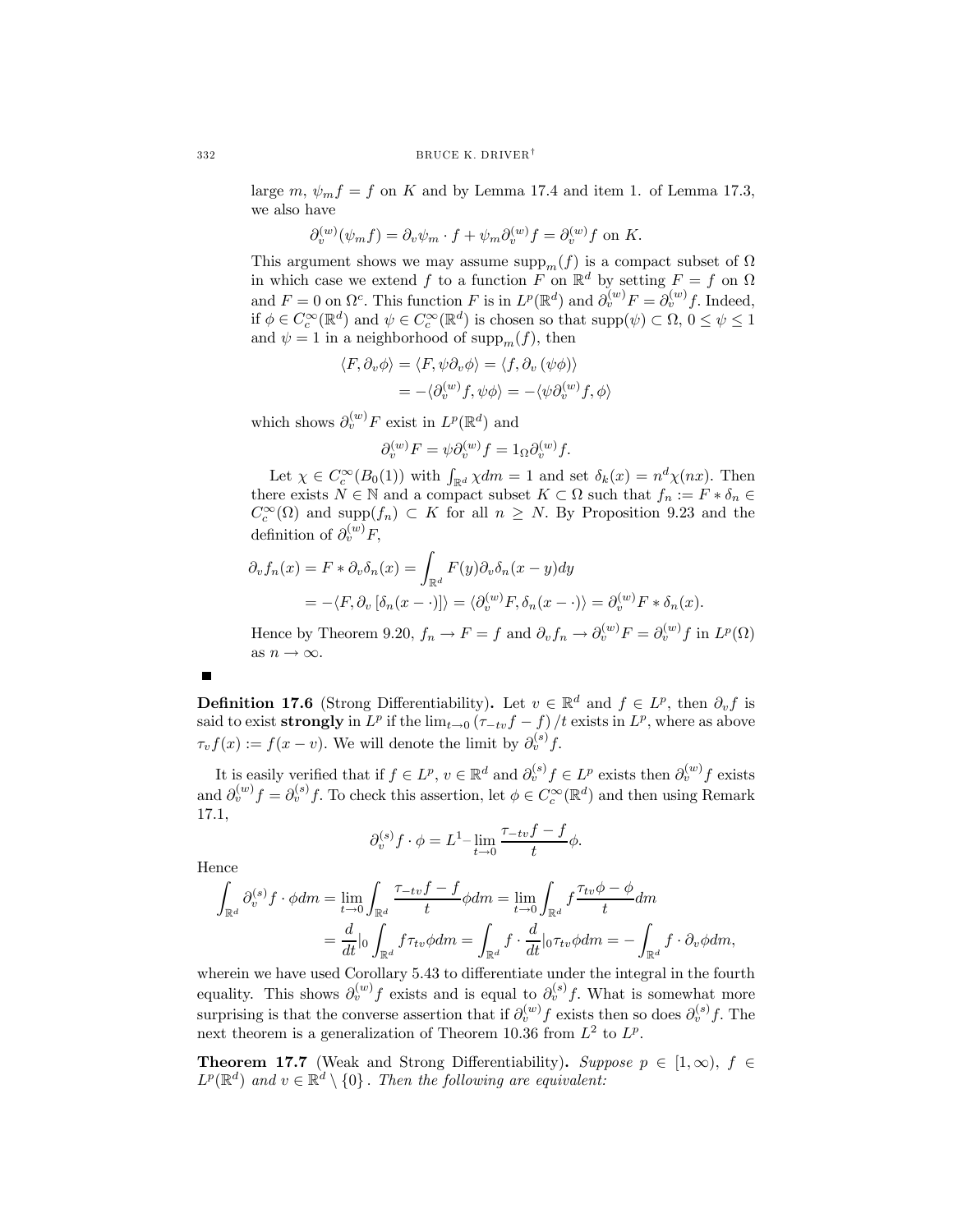large $m$, $\psi_m f = f$ on $K$ and by Lemma 17.4 and item 1. of Lemma 17.3, we also have

$$\partial_v^{(w)}(\psi_m f) = \partial_v \psi_m \cdot f + \psi_m \partial_v^{(w)} f = \partial_v^{(w)} f \text{ on } K.$$

This argument shows we may assume $\operatorname{supp}_m(f)$ is a compact subset of $\Omega$ in which case we extend $f$ to a function $F$ on $\mathbb{R}^d$ by setting $F = f$ on $\Omega$ and $F = 0$ on $\Omega^c$. This function $F$ is in $L^p(\mathbb{R}^d)$ and $\partial_v^{(w)} F = \partial_v^{(w)} f$. Indeed, if $\phi \in C_c^\infty(\mathbb{R}^d)$ and $\psi \in C_c^\infty(\mathbb{R}^d)$ is chosen so that $\operatorname{supp}(\psi) \subset \Omega$, $0 \le \psi \le 1$ and $\psi = 1$ in a neighborhood of $\operatorname{supp}_m(f)$, then

$$\begin{aligned}
\langle F, \partial_v \phi \rangle &= \langle F, \psi \partial_v \phi \rangle = \langle f, \partial_v (\psi \phi) \rangle \\
&= -\langle \partial_v^{(w)} f, \psi \phi \rangle = -\langle \psi \partial_v^{(w)} f, \phi \rangle
\end{aligned}$$

which shows $\partial_v^{(w)} F$ exist in $L^p(\mathbb{R}^d)$ and

$$\partial_v^{(w)} F = \psi \partial_v^{(w)} f = 1_\Omega \partial_v^{(w)} f.$$

Let $\chi \in C_c^\infty(B_0(1))$ with $\int_{\mathbb{R}^d} \chi dm = 1$ and set $\delta_k(x) = n^d \chi(nx)$. Then there exists $N \in \mathbb{N}$ and a compact subset $K \subset \Omega$ such that $f_n := F * \delta_n \in C_c^\infty(\Omega)$ and $\operatorname{supp}(f_n) \subset K$ for all $n \ge N$. By Proposition 9.23 and the definition of $\partial_v^{(w)} F$,

$$\begin{aligned}
\partial_v f_n(x) = F * \partial_v \delta_n(x) &= \int_{\mathbb{R}^d} F(y) \partial_v \delta_n(x - y) dy \\
&= -\langle F, \partial_v [\delta_n(x - \cdot)] \rangle = \langle \partial_v^{(w)} F, \delta_n(x - \cdot) \rangle = \partial_v^{(w)} F * \delta_n(x).
\end{aligned}$$

Hence by Theorem 9.20, $f_n \to F = f$ and $\partial_v f_n \to \partial_v^{(w)} F = \partial_v^{(w)} f$ in $L^p(\Omega)$ as $n \to \infty$.

■

**Definition 17.6** (Strong Differentiability)**.** Let $v \in \mathbb{R}^d$ and $f \in L^p$, then $\partial_v f$ is said to exist **strongly** in $L^p$ if the $\lim_{t \to 0} (\tau_{-tv} f - f)/t$ exists in $L^p$, where as above $\tau_v f(x) := f(x - v)$. We will denote the limit by $\partial_v^{(s)} f$.

It is easily verified that if $f \in L^p$, $v \in \mathbb{R}^d$ and $\partial_v^{(s)} f \in L^p$ exists then $\partial_v^{(w)} f$ exists and $\partial_v^{(w)} f = \partial_v^{(s)} f$. To check this assertion, let $\phi \in C_c^\infty(\mathbb{R}^d)$ and then using Remark 17.1,

$$\partial_v^{(s)} f \cdot \phi = L^1\text{-}\lim_{t \to 0} \frac{\tau_{-tv} f - f}{t} \phi.$$

Hence

$$\begin{aligned}
\int_{\mathbb{R}^d} \partial_v^{(s)} f \cdot \phi dm &= \lim_{t \to 0} \int_{\mathbb{R}^d} \frac{\tau_{-tv} f - f}{t} \phi dm = \lim_{t \to 0} \int_{\mathbb{R}^d} f \frac{\tau_{tv} \phi - \phi}{t} dm \\
&= \frac{d}{dt}|_0 \int_{\mathbb{R}^d} f \tau_{tv} \phi dm = \int_{\mathbb{R}^d} f \cdot \frac{d}{dt}|_0 \tau_{tv} \phi dm = -\int_{\mathbb{R}^d} f \cdot \partial_v \phi dm,
\end{aligned}$$

wherein we have used Corollary 5.43 to differentiate under the integral in the fourth equality. This shows $\partial_v^{(w)} f$ exists and is equal to $\partial_v^{(s)} f$. What is somewhat more surprising is that the converse assertion that if $\partial_v^{(w)} f$ exists then so does $\partial_v^{(s)} f$. The next theorem is a generalization of Theorem 10.36 from $L^2$ to $L^p$.

**Theorem 17.7** (Weak and Strong Differentiability)**.** *Suppose $p \in [1, \infty)$, $f \in L^p(\mathbb{R}^d)$ and $v \in \mathbb{R}^d \setminus \{0\}$. Then the following are equivalent:*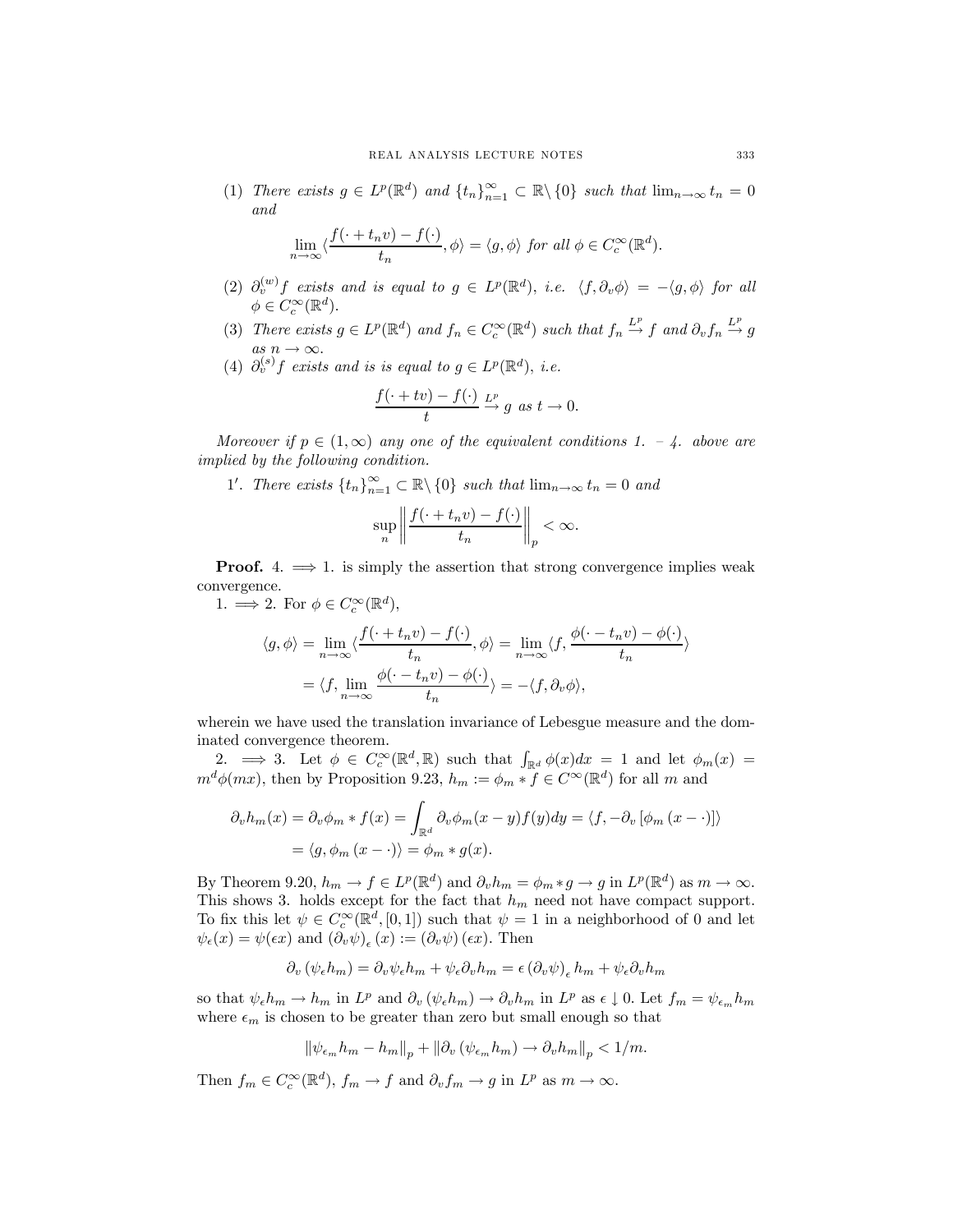(1) *There exists* $g \in L^p(\mathbb{R}^d)$ *and* $\{t_n\}_{n=1}^\infty \subset \mathbb{R}\setminus\{0\}$ *such that* $\lim_{n\to\infty} t_n = 0$ *and*

$$\lim_{n\to\infty} \langle \frac{f(\cdot + t_n v) - f(\cdot)}{t_n}, \phi\rangle = \langle g, \phi\rangle \text{ for all } \phi \in C_c^\infty(\mathbb{R}^d).$$

(2) $\partial_v^{(w)} f$ *exists and is equal to* $g \in L^p(\mathbb{R}^d)$*, i.e.* $\langle f, \partial_v \phi\rangle = -\langle g, \phi\rangle$ *for all* $\phi \in C_c^\infty(\mathbb{R}^d)$.

(3) *There exists* $g \in L^p(\mathbb{R}^d)$ *and* $f_n \in C_c^\infty(\mathbb{R}^d)$ *such that* $f_n \overset{L^p}{\to} f$ *and* $\partial_v f_n \overset{L^p}{\to} g$ *as* $n \to \infty$.

(4) $\partial_v^{(s)} f$ *exists and is is equal to* $g \in L^p(\mathbb{R}^d)$*, i.e.*

$$\frac{f(\cdot + tv) - f(\cdot)}{t} \overset{L^p}{\to} g \text{ as } t \to 0.$$

*Moreover if* $p \in (1, \infty)$ *any one of the equivalent conditions 1. – 4. above are implied by the following condition.*

1′. *There exists* $\{t_n\}_{n=1}^\infty \subset \mathbb{R}\setminus\{0\}$ *such that* $\lim_{n\to\infty} t_n = 0$ *and*

$$\sup_n \left\| \frac{f(\cdot + t_n v) - f(\cdot)}{t_n} \right\|_p < \infty.$$

**Proof.** 4. $\implies$ 1. is simply the assertion that strong convergence implies weak convergence.

1. $\implies$ 2. For $\phi \in C_c^\infty(\mathbb{R}^d)$,

$$\begin{aligned}
\langle g, \phi\rangle &= \lim_{n\to\infty} \langle \frac{f(\cdot + t_n v) - f(\cdot)}{t_n}, \phi\rangle = \lim_{n\to\infty} \langle f, \frac{\phi(\cdot - t_n v) - \phi(\cdot)}{t_n}\rangle \\
&= \langle f, \lim_{n\to\infty} \frac{\phi(\cdot - t_n v) - \phi(\cdot)}{t_n}\rangle = -\langle f, \partial_v \phi\rangle,
\end{aligned}$$

wherein we have used the translation invariance of Lebesgue measure and the dominated convergence theorem.

2. $\implies$ 3. Let $\phi \in C_c^\infty(\mathbb{R}^d, \mathbb{R})$ such that $\int_{\mathbb{R}^d} \phi(x)dx = 1$ and let $\phi_m(x) = m^d \phi(mx)$, then by Proposition 9.23, $h_m := \phi_m * f \in C^\infty(\mathbb{R}^d)$ for all $m$ and

$$\begin{aligned}
\partial_v h_m(x) &= \partial_v \phi_m * f(x) = \int_{\mathbb{R}^d} \partial_v \phi_m(x - y) f(y) dy = \langle f, -\partial_v [\phi_m(x - \cdot)]\rangle \\
&= \langle g, \phi_m(x - \cdot)\rangle = \phi_m * g(x).
\end{aligned}$$

By Theorem 9.20, $h_m \to f \in L^p(\mathbb{R}^d)$ and $\partial_v h_m = \phi_m * g \to g$ in $L^p(\mathbb{R}^d)$ as $m \to \infty$. This shows 3. holds except for the fact that $h_m$ need not have compact support. To fix this let $\psi \in C_c^\infty(\mathbb{R}^d, [0,1])$ such that $\psi = 1$ in a neighborhood of 0 and let $\psi_\epsilon(x) = \psi(\epsilon x)$ and $(\partial_v \psi)_\epsilon(x) := (\partial_v \psi)(\epsilon x)$. Then

$$\partial_v(\psi_\epsilon h_m) = \partial_v \psi_\epsilon h_m + \psi_\epsilon \partial_v h_m = \epsilon (\partial_v \psi)_\epsilon h_m + \psi_\epsilon \partial_v h_m$$

so that $\psi_\epsilon h_m \to h_m$ in $L^p$ and $\partial_v(\psi_\epsilon h_m) \to \partial_v h_m$ in $L^p$ as $\epsilon \downarrow 0$. Let $f_m = \psi_{\epsilon_m} h_m$ where $\epsilon_m$ is chosen to be greater than zero but small enough so that

$$\|\psi_{\epsilon_m} h_m - h_m\|_p + \|\partial_v(\psi_{\epsilon_m} h_m) \to \partial_v h_m\|_p < 1/m.$$

Then $f_m \in C_c^\infty(\mathbb{R}^d)$, $f_m \to f$ and $\partial_v f_m \to g$ in $L^p$ as $m \to \infty$.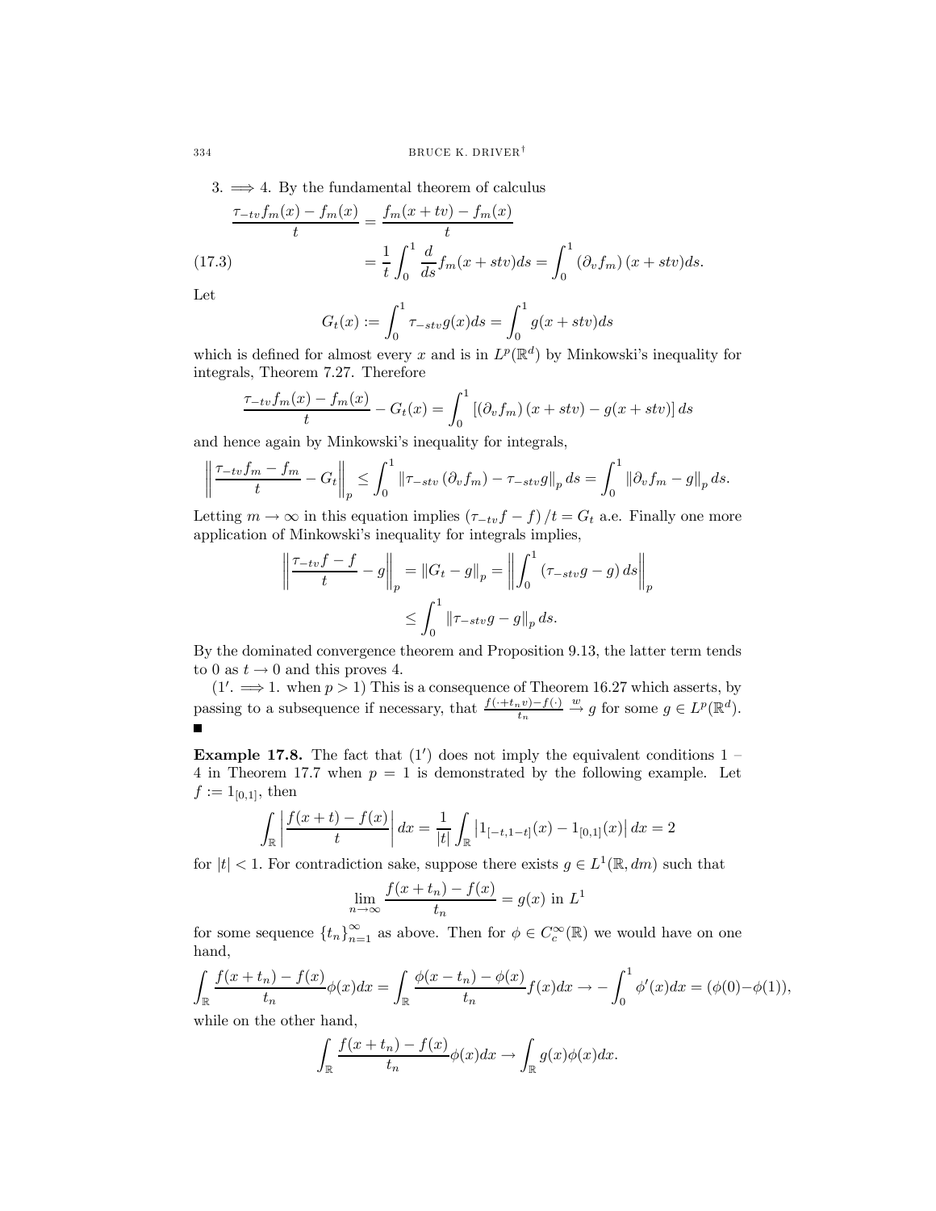3. $\implies$ 4. By the fundamental theorem of calculus

$$\frac{\tau_{-tv}f_m(x)-f_m(x)}{t} = \frac{f_m(x+tv)-f_m(x)}{t}$$

$$= \frac{1}{t}\int_0^1 \frac{d}{ds}f_m(x+stv)ds = \int_0^1 \left(\partial_v f_m\right)(x+stv)ds. \tag{17.3}$$

Let

$$G_t(x) := \int_0^1 \tau_{-stv}g(x)ds = \int_0^1 g(x+stv)ds$$

which is defined for almost every $x$ and is in $L^p(\mathbb{R}^d)$ by Minkowski's inequality for integrals, Theorem 7.27. Therefore

$$\frac{\tau_{-tv}f_m(x)-f_m(x)}{t} - G_t(x) = \int_0^1 \left[\left(\partial_v f_m\right)(x+stv) - g(x+stv)\right]ds$$

and hence again by Minkowski's inequality for integrals,

$$\left\|\frac{\tau_{-tv}f_m - f_m}{t} - G_t\right\|_p \le \int_0^1 \left\|\tau_{-stv}\left(\partial_v f_m\right) - \tau_{-stv}g\right\|_p ds = \int_0^1 \left\|\partial_v f_m - g\right\|_p ds.$$

Letting $m \to \infty$ in this equation implies $\left(\tau_{-tv}f - f\right)/t = G_t$ a.e. Finally one more application of Minkowski's inequality for integrals implies,

$$\left\|\frac{\tau_{-tv}f - f}{t} - g\right\|_p = \left\|G_t - g\right\|_p = \left\|\int_0^1 \left(\tau_{-stv}g - g\right)ds\right\|_p$$

$$\le \int_0^1 \left\|\tau_{-stv}g - g\right\|_p ds.$$

By the dominated convergence theorem and Proposition 9.13, the latter term tends to 0 as $t \to 0$ and this proves 4.

($1'$. $\implies$ 1. when $p > 1$) This is a consequence of Theorem 16.27 which asserts, by passing to a subsequence if necessary, that $\frac{f(\cdot+t_n v)-f(\cdot)}{t_n} \xrightarrow{w} g$ for some $g \in L^p(\mathbb{R}^d)$. ∎

**Example 17.8.** The fact that ($1'$) does not imply the equivalent conditions 1 – 4 in Theorem 17.7 when $p = 1$ is demonstrated by the following example. Let $f := 1_{[0,1]}$, then

$$\int_{\mathbb{R}} \left|\frac{f(x+t)-f(x)}{t}\right| dx = \frac{1}{|t|}\int_{\mathbb{R}} \left|1_{[-t,1-t]}(x) - 1_{[0,1]}(x)\right| dx = 2$$

for $|t| < 1$. For contradiction sake, suppose there exists $g \in L^1(\mathbb{R}, dm)$ such that

$$\lim_{n\to\infty} \frac{f(x+t_n)-f(x)}{t_n} = g(x) \text{ in } L^1$$

for some sequence $\{t_n\}_{n=1}^\infty$ as above. Then for $\phi \in C_c^\infty(\mathbb{R})$ we would have on one hand,

$$\int_{\mathbb{R}} \frac{f(x+t_n)-f(x)}{t_n}\phi(x)dx = \int_{\mathbb{R}} \frac{\phi(x-t_n)-\phi(x)}{t_n}f(x)dx \to -\int_0^1 \phi'(x)dx = (\phi(0)-\phi(1)),$$

while on the other hand,

$$\int_{\mathbb{R}} \frac{f(x+t_n)-f(x)}{t_n}\phi(x)dx \to \int_{\mathbb{R}} g(x)\phi(x)dx.$$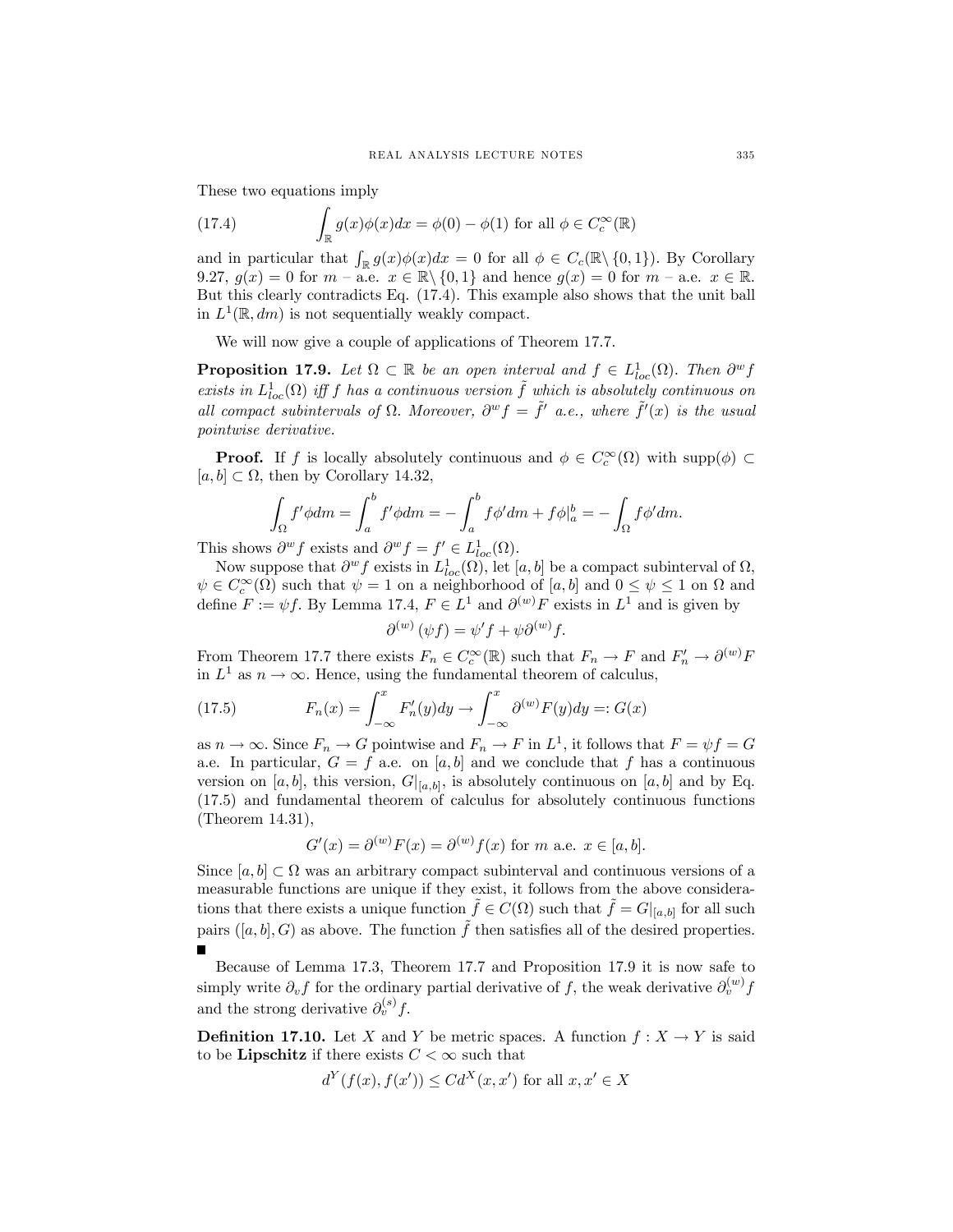These two equations imply

$$\int_{\mathbb{R}} g(x)\phi(x)dx = \phi(0) - \phi(1) \text{ for all } \phi \in C_c^\infty(\mathbb{R}) \tag{17.4}$$

and in particular that $\int_{\mathbb{R}} g(x)\phi(x)dx = 0$ for all $\phi \in C_c(\mathbb{R}\setminus\{0,1\})$. By Corollary 9.27, $g(x) = 0$ for $m$ – a.e. $x \in \mathbb{R}\setminus\{0,1\}$ and hence $g(x) = 0$ for $m$ – a.e. $x \in \mathbb{R}$. But this clearly contradicts Eq. (17.4). This example also shows that the unit ball in $L^1(\mathbb{R}, dm)$ is not sequentially weakly compact.

We will now give a couple of applications of Theorem 17.7.

**Proposition 17.9.** *Let $\Omega \subset \mathbb{R}$ be an open interval and $f \in L^1_{loc}(\Omega)$. Then $\partial^w f$ exists in $L^1_{loc}(\Omega)$ iff $f$ has a continuous version $\tilde{f}$ which is absolutely continuous on all compact subintervals of $\Omega$. Moreover, $\partial^w f = \tilde{f}'$ a.e., where $\tilde{f}'(x)$ is the usual pointwise derivative.*

**Proof.** If $f$ is locally absolutely continuous and $\phi \in C_c^\infty(\Omega)$ with $\text{supp}(\phi) \subset [a,b] \subset \Omega$, then by Corollary 14.32,

$$\int_\Omega f'\phi dm = \int_a^b f'\phi dm = -\int_a^b f\phi' dm + f\phi|_a^b = -\int_\Omega f\phi' dm.$$

This shows $\partial^w f$ exists and $\partial^w f = f' \in L^1_{loc}(\Omega)$.

Now suppose that $\partial^w f$ exists in $L^1_{loc}(\Omega)$, let $[a,b]$ be a compact subinterval of $\Omega$, $\psi \in C_c^\infty(\Omega)$ such that $\psi = 1$ on a neighborhood of $[a,b]$ and $0 \le \psi \le 1$ on $\Omega$ and define $F := \psi f$. By Lemma 17.4, $F \in L^1$ and $\partial^{(w)} F$ exists in $L^1$ and is given by

$$\partial^{(w)}(\psi f) = \psi' f + \psi \partial^{(w)} f.$$

From Theorem 17.7 there exists $F_n \in C_c^\infty(\mathbb{R})$ such that $F_n \to F$ and $F_n' \to \partial^{(w)} F$ in $L^1$ as $n \to \infty$. Hence, using the fundamental theorem of calculus,

$$F_n(x) = \int_{-\infty}^x F_n'(y)dy \to \int_{-\infty}^x \partial^{(w)} F(y)dy =: G(x) \tag{17.5}$$

as $n \to \infty$. Since $F_n \to G$ pointwise and $F_n \to F$ in $L^1$, it follows that $F = \psi f = G$ a.e. In particular, $G = f$ a.e. on $[a,b]$ and we conclude that $f$ has a continuous version on $[a,b]$, this version, $G|_{[a,b]}$, is absolutely continuous on $[a,b]$ and by Eq. (17.5) and fundamental theorem of calculus for absolutely continuous functions (Theorem 14.31),

$$G'(x) = \partial^{(w)} F(x) = \partial^{(w)} f(x) \text{ for } m \text{ a.e. } x \in [a,b].$$

Since $[a,b] \subset \Omega$ was an arbitrary compact subinterval and continuous versions of a measurable functions are unique if they exist, it follows from the above considerations that there exists a unique function $\tilde{f} \in C(\Omega)$ such that $\tilde{f} = G|_{[a,b]}$ for all such pairs $([a,b], G)$ as above. The function $\tilde{f}$ then satisfies all of the desired properties. ■

Because of Lemma 17.3, Theorem 17.7 and Proposition 17.9 it is now safe to simply write $\partial_v f$ for the ordinary partial derivative of $f$, the weak derivative $\partial_v^{(w)} f$ and the strong derivative $\partial_v^{(s)} f$.

**Definition 17.10.** Let $X$ and $Y$ be metric spaces. A function $f : X \to Y$ is said to be **Lipschitz** if there exists $C < \infty$ such that

$$d^Y(f(x), f(x')) \le C d^X(x, x') \text{ for all } x, x' \in X$$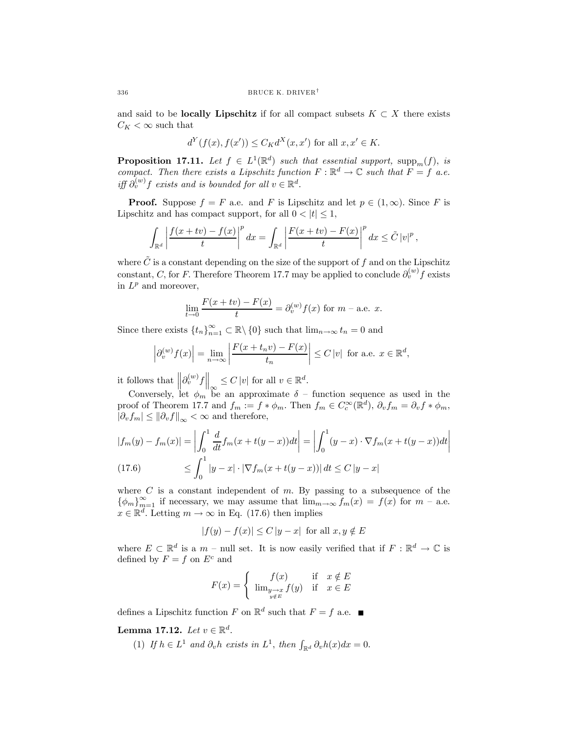and said to be **locally Lipschitz** if for all compact subsets $K \subset X$ there exists $C_K < \infty$ such that

$$d^Y(f(x), f(x')) \leq C_K d^X(x, x') \text{ for all } x, x' \in K.$$

**Proposition 17.11.** *Let $f \in L^1(\mathbb{R}^d)$ such that essential support, $\mathrm{supp}_m(f)$, is compact. Then there exists a Lipschitz function $F : \mathbb{R}^d \to \mathbb{C}$ such that $F = f$ a.e. iff $\partial_v^{(w)} f$ exists and is bounded for all $v \in \mathbb{R}^d$.*

**Proof.** Suppose $f = F$ a.e. and $F$ is Lipschitz and let $p \in (1, \infty)$. Since $F$ is Lipschitz and has compact support, for all $0 < |t| \leq 1$,

$$\int_{\mathbb{R}^d} \left| \frac{f(x+tv) - f(x)}{t} \right|^p dx = \int_{\mathbb{R}^d} \left| \frac{F(x+tv) - F(x)}{t} \right|^p dx \leq \tilde{C} |v|^p,$$

where $\tilde{C}$ is a constant depending on the size of the support of $f$ and on the Lipschitz constant, $C$, for $F$. Therefore Theorem 17.7 may be applied to conclude $\partial_v^{(w)} f$ exists in $L^p$ and moreover,

$$\lim_{t \to 0} \frac{F(x+tv) - F(x)}{t} = \partial_v^{(w)} f(x) \text{ for } m \text{ – a.e. } x.$$

Since there exists $\{t_n\}_{n=1}^\infty \subset \mathbb{R} \backslash \{0\}$ such that $\lim_{n \to \infty} t_n = 0$ and

$$\left| \partial_v^{(w)} f(x) \right| = \lim_{n \to \infty} \left| \frac{F(x+t_n v) - F(x)}{t_n} \right| \leq C |v| \text{ for a.e. } x \in \mathbb{R}^d,$$

it follows that $\left\| \partial_v^{(w)} f \right\|_\infty \leq C |v|$ for all $v \in \mathbb{R}^d$.

Conversely, let $\phi_m$ be an approximate $\delta$ – function sequence as used in the proof of Theorem 17.7 and $f_m := f * \phi_m$. Then $f_m \in C_c^\infty(\mathbb{R}^d)$, $\partial_v f_m = \partial_v f * \phi_m$, $|\partial_v f_m| \leq \|\partial_v f\|_\infty < \infty$ and therefore,

$$|f_m(y) - f_m(x)| = \left| \int_0^1 \frac{d}{dt} f_m(x + t(y-x)) dt \right| = \left| \int_0^1 (y-x) \cdot \nabla f_m(x + t(y-x)) dt \right|$$

$$\leq \int_0^1 |y - x| \cdot |\nabla f_m(x + t(y-x))| \, dt \leq C |y - x| \tag{17.6}$$

where $C$ is a constant independent of $m$. By passing to a subsequence of the $\{\phi_m\}_{m=1}^\infty$ if necessary, we may assume that $\lim_{m \to \infty} f_m(x) = f(x)$ for $m$ – a.e. $x \in \mathbb{R}^d$. Letting $m \to \infty$ in Eq. (17.6) then implies

$$|f(y) - f(x)| \leq C |y - x| \text{ for all } x, y \notin E$$

where $E \subset \mathbb{R}^d$ is a $m$ – null set. It is now easily verified that if $F : \mathbb{R}^d \to \mathbb{C}$ is defined by $F = f$ on $E^c$ and

$$F(x) = \begin{cases} f(x) & \text{if } x \notin E \\ \lim_{\substack{y \to x \\ y \notin E}} f(y) & \text{if } x \in E \end{cases}$$

defines a Lipschitz function $F$ on $\mathbb{R}^d$ such that $F = f$ a.e. ∎

**Lemma 17.12.** *Let $v \in \mathbb{R}^d$.*

1. *If $h \in L^1$ and $\partial_v h$ exists in $L^1$, then $\int_{\mathbb{R}^d} \partial_v h(x) dx = 0$.*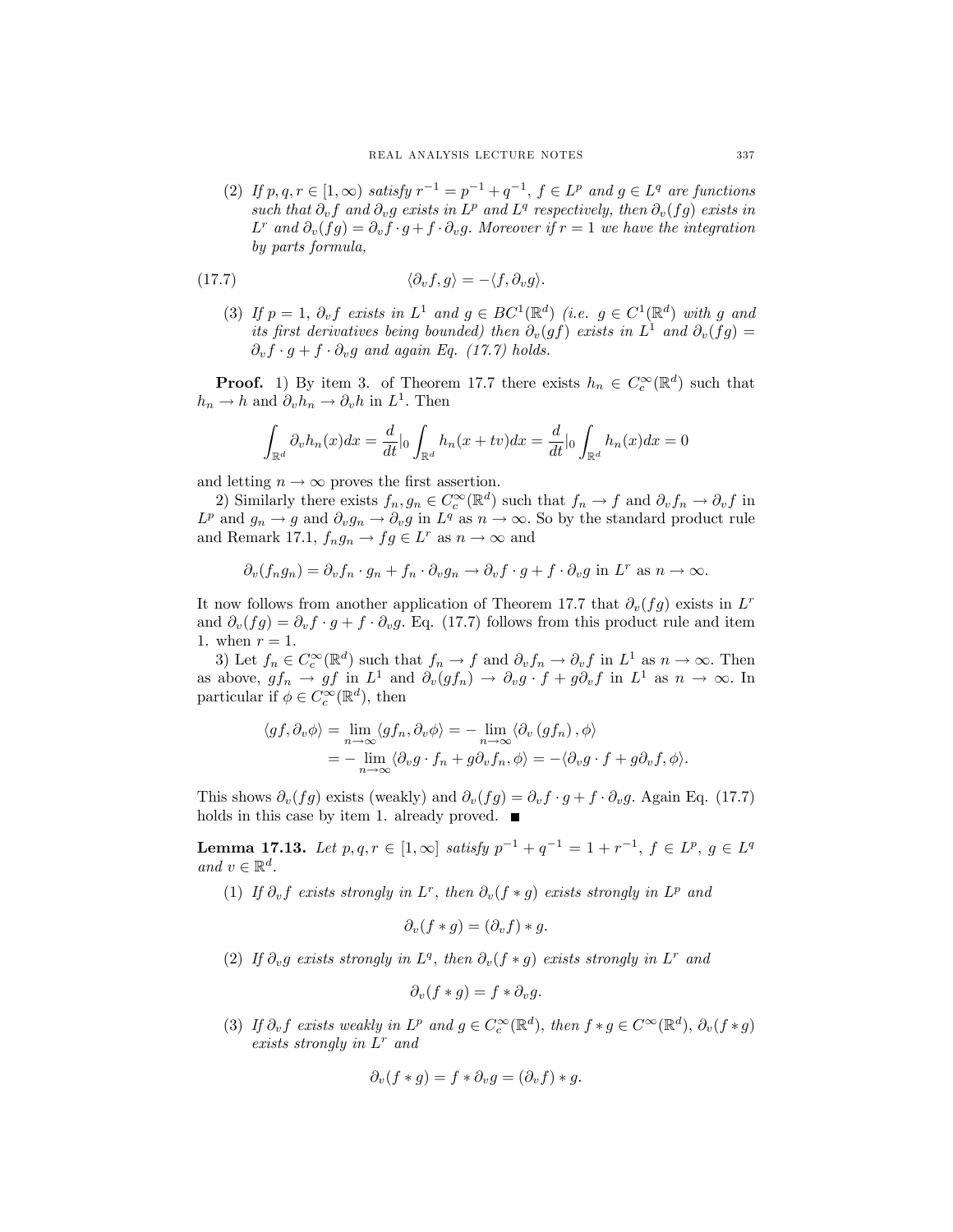(2) *If $p, q, r \in [1, \infty)$ satisfy $r^{-1} = p^{-1} + q^{-1}$, $f \in L^p$ and $g \in L^q$ are functions such that $\partial_v f$ and $\partial_v g$ exists in $L^p$ and $L^q$ respectively, then $\partial_v(fg)$ exists in $L^r$ and $\partial_v(fg) = \partial_v f \cdot g + f \cdot \partial_v g$. Moreover if $r = 1$ we have the integration by parts formula,*

$$\langle \partial_v f, g \rangle = -\langle f, \partial_v g \rangle. \tag{17.7}$$

(3) *If $p = 1$, $\partial_v f$ exists in $L^1$ and $g \in BC^1(\mathbb{R}^d)$ (i.e. $g \in C^1(\mathbb{R}^d)$ with $g$ and its first derivatives being bounded) then $\partial_v(gf)$ exists in $L^1$ and $\partial_v(fg) = \partial_v f \cdot g + f \cdot \partial_v g$ and again Eq. (17.7) holds.*

**Proof.** 1) By item 3. of Theorem 17.7 there exists $h_n \in C_c^\infty(\mathbb{R}^d)$ such that $h_n \to h$ and $\partial_v h_n \to \partial_v h$ in $L^1$. Then

$$\int_{\mathbb{R}^d} \partial_v h_n(x) dx = \frac{d}{dt}|_0 \int_{\mathbb{R}^d} h_n(x + tv) dx = \frac{d}{dt}|_0 \int_{\mathbb{R}^d} h_n(x) dx = 0$$

and letting $n \to \infty$ proves the first assertion.

2) Similarly there exists $f_n, g_n \in C_c^\infty(\mathbb{R}^d)$ such that $f_n \to f$ and $\partial_v f_n \to \partial_v f$ in $L^p$ and $g_n \to g$ and $\partial_v g_n \to \partial_v g$ in $L^q$ as $n \to \infty$. So by the standard product rule and Remark 17.1, $f_n g_n \to fg \in L^r$ as $n \to \infty$ and

$$\partial_v(f_n g_n) = \partial_v f_n \cdot g_n + f_n \cdot \partial_v g_n \to \partial_v f \cdot g + f \cdot \partial_v g \text{ in } L^r \text{ as } n \to \infty.$$

It now follows from another application of Theorem 17.7 that $\partial_v(fg)$ exists in $L^r$ and $\partial_v(fg) = \partial_v f \cdot g + f \cdot \partial_v g$. Eq. (17.7) follows from this product rule and item 1. when $r = 1$.

3) Let $f_n \in C_c^\infty(\mathbb{R}^d)$ such that $f_n \to f$ and $\partial_v f_n \to \partial_v f$ in $L^1$ as $n \to \infty$. Then as above, $gf_n \to gf$ in $L^1$ and $\partial_v(gf_n) \to \partial_v g \cdot f + g\partial_v f$ in $L^1$ as $n \to \infty$. In particular if $\phi \in C_c^\infty(\mathbb{R}^d)$, then

$$\begin{aligned}
\langle gf, \partial_v \phi \rangle &= \lim_{n\to\infty} \langle gf_n, \partial_v \phi \rangle = -\lim_{n\to\infty} \langle \partial_v (gf_n), \phi \rangle \\
&= -\lim_{n\to\infty} \langle \partial_v g \cdot f_n + g\partial_v f_n, \phi \rangle = -\langle \partial_v g \cdot f + g\partial_v f, \phi \rangle.
\end{aligned}$$

This shows $\partial_v(fg)$ exists (weakly) and $\partial_v(fg) = \partial_v f \cdot g + f \cdot \partial_v g$. Again Eq. (17.7) holds in this case by item 1. already proved. ■

**Lemma 17.13.** *Let $p, q, r \in [1, \infty]$ satisfy $p^{-1} + q^{-1} = 1 + r^{-1}$, $f \in L^p$, $g \in L^q$ and $v \in \mathbb{R}^d$.*

(1) *If $\partial_v f$ exists strongly in $L^r$, then $\partial_v(f * g)$ exists strongly in $L^p$ and*

$$\partial_v(f * g) = (\partial_v f) * g.$$

(2) *If $\partial_v g$ exists strongly in $L^q$, then $\partial_v(f * g)$ exists strongly in $L^r$ and*

$$\partial_v(f * g) = f * \partial_v g.$$

(3) *If $\partial_v f$ exists weakly in $L^p$ and $g \in C_c^\infty(\mathbb{R}^d)$, then $f * g \in C^\infty(\mathbb{R}^d)$, $\partial_v(f * g)$ exists strongly in $L^r$ and*

$$\partial_v(f * g) = f * \partial_v g = (\partial_v f) * g.$$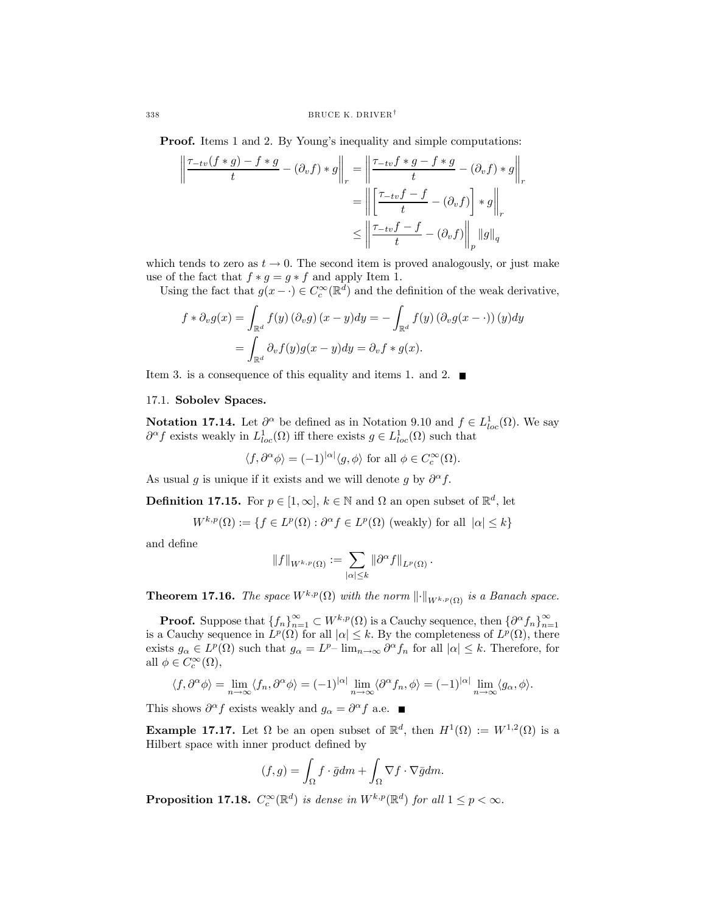**Proof.** Items 1 and 2. By Young's inequality and simple computations:

$$
\begin{aligned}
\left\| \frac{\tau_{-tv}(f * g) - f * g}{t} - (\partial_v f) * g \right\|_r &= \left\| \frac{\tau_{-tv} f * g - f * g}{t} - (\partial_v f) * g \right\|_r \\
&= \left\| \left[ \frac{\tau_{-tv} f - f}{t} - (\partial_v f) \right] * g \right\|_r \\
&\leq \left\| \frac{\tau_{-tv} f - f}{t} - (\partial_v f) \right\|_p \|g\|_q
\end{aligned}
$$

which tends to zero as $t \to 0$. The second item is proved analogously, or just make use of the fact that $f * g = g * f$ and apply Item 1.

Using the fact that $g(x - \cdot) \in C_c^\infty(\mathbb{R}^d)$ and the definition of the weak derivative,

$$
\begin{aligned}
f * \partial_v g(x) &= \int_{\mathbb{R}^d} f(y) \left(\partial_v g\right)(x - y) dy = -\int_{\mathbb{R}^d} f(y) \left(\partial_v g(x - \cdot)\right)(y) dy \\
&= \int_{\mathbb{R}^d} \partial_v f(y) g(x - y) dy = \partial_v f * g(x).
\end{aligned}
$$

Item 3. is a consequence of this equality and items 1. and 2. ■

## 17.1. Sobolev Spaces.

**Notation 17.14.** Let $\partial^\alpha$ be defined as in Notation 9.10 and $f \in L^1_{loc}(\Omega)$. We say $\partial^\alpha f$ exists weakly in $L^1_{loc}(\Omega)$ iff there exists $g \in L^1_{loc}(\Omega)$ such that

$$\langle f, \partial^\alpha \phi \rangle = (-1)^{|\alpha|} \langle g, \phi \rangle \text{ for all } \phi \in C_c^\infty(\Omega).$$

As usual $g$ is unique if it exists and we will denote $g$ by $\partial^\alpha f$.

**Definition 17.15.** For $p \in [1, \infty]$, $k \in \mathbb{N}$ and $\Omega$ an open subset of $\mathbb{R}^d$, let

$$W^{k,p}(\Omega) := \{ f \in L^p(\Omega) : \partial^\alpha f \in L^p(\Omega) \text{ (weakly) for all } |\alpha| \leq k \}$$

and define

$$\|f\|_{W^{k,p}(\Omega)} := \sum_{|\alpha| \leq k} \|\partial^\alpha f\|_{L^p(\Omega)}.$$

**Theorem 17.16.** *The space $W^{k,p}(\Omega)$ with the norm $\|\cdot\|_{W^{k,p}(\Omega)}$ is a Banach space.*

**Proof.** Suppose that $\{f_n\}_{n=1}^\infty \subset W^{k,p}(\Omega)$ is a Cauchy sequence, then $\{\partial^\alpha f_n\}_{n=1}^\infty$ is a Cauchy sequence in $L^p(\Omega)$ for all $|\alpha| \leq k$. By the completeness of $L^p(\Omega)$, there exists $g_\alpha \in L^p(\Omega)$ such that $g_\alpha = L^p\text{–}\lim_{n\to\infty} \partial^\alpha f_n$ for all $|\alpha| \leq k$. Therefore, for all $\phi \in C_c^\infty(\Omega)$,

$$\langle f, \partial^\alpha \phi \rangle = \lim_{n\to\infty} \langle f_n, \partial^\alpha \phi \rangle = (-1)^{|\alpha|} \lim_{n\to\infty} \langle \partial^\alpha f_n, \phi \rangle = (-1)^{|\alpha|} \lim_{n\to\infty} \langle g_\alpha, \phi \rangle.$$

This shows $\partial^\alpha f$ exists weakly and $g_\alpha = \partial^\alpha f$ a.e. ■

**Example 17.17.** Let $\Omega$ be an open subset of $\mathbb{R}^d$, then $H^1(\Omega) := W^{1,2}(\Omega)$ is a Hilbert space with inner product defined by

$$(f, g) = \int_\Omega f \cdot \bar{g} dm + \int_\Omega \nabla f \cdot \nabla \bar{g} dm.$$

**Proposition 17.18.** *$C_c^\infty(\mathbb{R}^d)$ is dense in $W^{k,p}(\mathbb{R}^d)$ for all $1 \leq p < \infty$.*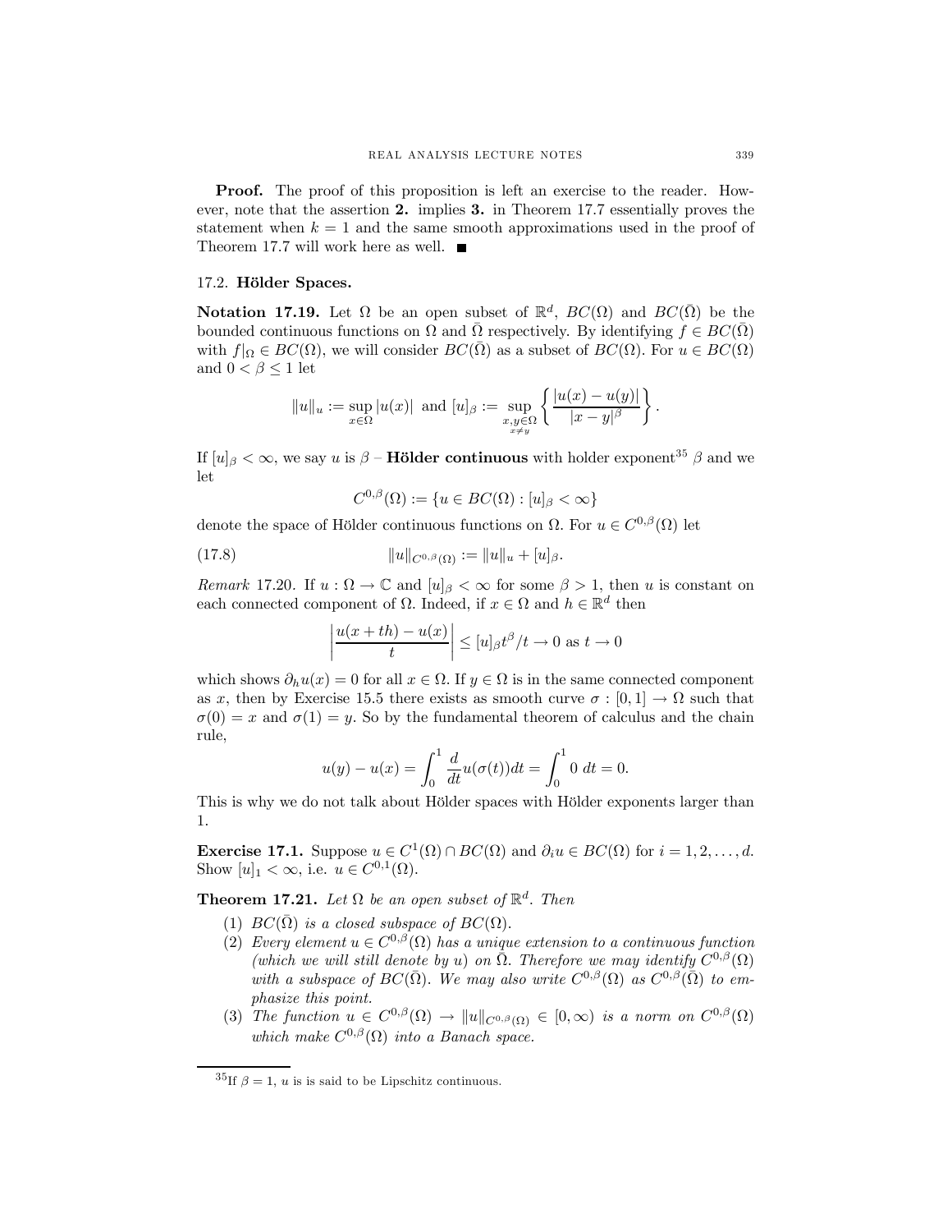**Proof.** The proof of this proposition is left an exercise to the reader. However, note that the assertion **2.** implies **3.** in Theorem 17.7 essentially proves the statement when $k = 1$ and the same smooth approximations used in the proof of Theorem 17.7 will work here as well. ■

## 17.2. **Hölder Spaces.**

**Notation 17.19.** Let $\Omega$ be an open subset of $\mathbb{R}^d$, $BC(\Omega)$ and $BC(\bar{\Omega})$ be the bounded continuous functions on $\Omega$ and $\bar{\Omega}$ respectively. By identifying $f \in BC(\bar{\Omega})$ with $f|_\Omega \in BC(\Omega)$, we will consider $BC(\bar{\Omega})$ as a subset of $BC(\Omega)$. For $u \in BC(\Omega)$ and $0 < \beta \leq 1$ let

$$\|u\|_u := \sup_{x \in \Omega} |u(x)| \text{ and } [u]_\beta := \sup_{\substack{x,y \in \Omega \\ x \neq y}} \left\{ \frac{|u(x) - u(y)|}{|x - y|^\beta} \right\}.$$

If $[u]_\beta < \infty$, we say $u$ is $\beta$ – **Hölder continuous** with holder exponent[35] $\beta$ and we let

$$C^{0,\beta}(\Omega) := \{u \in BC(\Omega) : [u]_\beta < \infty\}$$

denote the space of Hölder continuous functions on $\Omega$. For $u \in C^{0,\beta}(\Omega)$ let

$$\|u\|_{C^{0,\beta}(\Omega)} := \|u\|_u + [u]_\beta. \tag{17.8}$$

*Remark* 17.20. If $u : \Omega \to \mathbb{C}$ and $[u]_\beta < \infty$ for some $\beta > 1$, then $u$ is constant on each connected component of $\Omega$. Indeed, if $x \in \Omega$ and $h \in \mathbb{R}^d$ then

$$\left| \frac{u(x + th) - u(x)}{t} \right| \leq [u]_\beta t^\beta / t \to 0 \text{ as } t \to 0$$

which shows $\partial_h u(x) = 0$ for all $x \in \Omega$. If $y \in \Omega$ is in the same connected component as $x$, then by Exercise 15.5 there exists as smooth curve $\sigma : [0, 1] \to \Omega$ such that $\sigma(0) = x$ and $\sigma(1) = y$. So by the fundamental theorem of calculus and the chain rule,

$$u(y) - u(x) = \int_0^1 \frac{d}{dt} u(\sigma(t)) dt = \int_0^1 0 \; dt = 0.$$

This is why we do not talk about Hölder spaces with Hölder exponents larger than 1.

**Exercise 17.1.** Suppose $u \in C^1(\Omega) \cap BC(\Omega)$ and $\partial_i u \in BC(\Omega)$ for $i = 1, 2, \ldots, d$. Show $[u]_1 < \infty$, i.e. $u \in C^{0,1}(\Omega)$.

**Theorem 17.21.** *Let $\Omega$ be an open subset of $\mathbb{R}^d$. Then*

1. *$BC(\bar{\Omega})$ is a closed subspace of $BC(\Omega)$.*
2. *Every element $u \in C^{0,\beta}(\Omega)$ has a unique extension to a continuous function (which we will still denote by $u$) on $\bar{\Omega}$. Therefore we may identify $C^{0,\beta}(\Omega)$ with a subspace of $BC(\bar{\Omega})$. We may also write $C^{0,\beta}(\Omega)$ as $C^{0,\beta}(\bar{\Omega})$ to emphasize this point.*
3. *The function $u \in C^{0,\beta}(\Omega) \to \|u\|_{C^{0,\beta}(\Omega)} \in [0, \infty)$ is a norm on $C^{0,\beta}(\Omega)$ which make $C^{0,\beta}(\Omega)$ into a Banach space.*

---

[35] If $\beta = 1$, $u$ is is said to be Lipschitz continuous.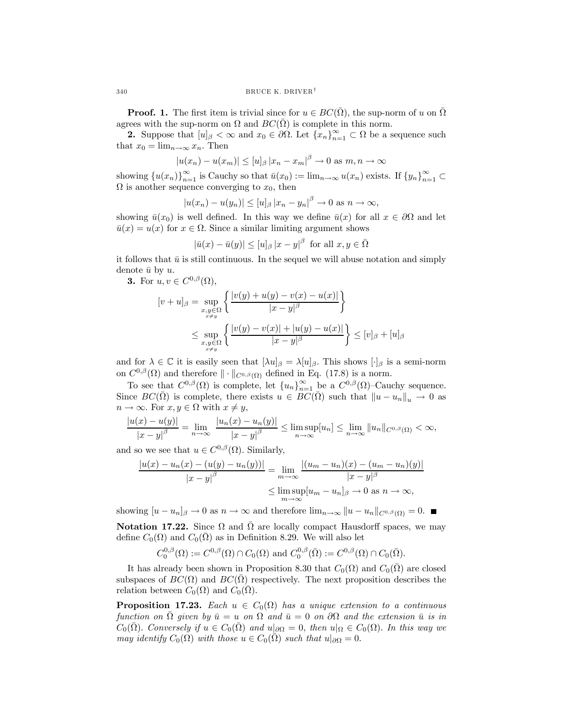**Proof. 1.** The first item is trivial since for $u \in BC(\bar{\Omega})$, the sup-norm of $u$ on $\bar{\Omega}$ agrees with the sup-norm on $\Omega$ and $BC(\bar{\Omega})$ is complete in this norm.

**2.** Suppose that $[u]_\beta < \infty$ and $x_0 \in \partial\Omega$. Let $\{x_n\}_{n=1}^\infty \subset \Omega$ be a sequence such that $x_0 = \lim_{n\to\infty} x_n$. Then

$$|u(x_n) - u(x_m)| \le [u]_\beta |x_n - x_m|^\beta \to 0 \text{ as } m, n \to \infty$$

showing $\{u(x_n)\}_{n=1}^\infty$ is Cauchy so that $\bar{u}(x_0) := \lim_{n\to\infty} u(x_n)$ exists. If $\{y_n\}_{n=1}^\infty \subset \Omega$ is another sequence converging to $x_0$, then

$$|u(x_n) - u(y_n)| \le [u]_\beta |x_n - y_n|^\beta \to 0 \text{ as } n \to \infty,$$

showing $\bar{u}(x_0)$ is well defined. In this way we define $\bar{u}(x)$ for all $x \in \partial\Omega$ and let $\bar{u}(x) = u(x)$ for $x \in \Omega$. Since a similar limiting argument shows

$$|\bar{u}(x) - \bar{u}(y)| \le [u]_\beta |x - y|^\beta \text{ for all } x, y \in \bar{\Omega}$$

it follows that $\bar{u}$ is still continuous. In the sequel we will abuse notation and simply denote $\bar{u}$ by $u$.

**3.** For $u, v \in C^{0,\beta}(\Omega)$,

$$\begin{aligned}
[v + u]_\beta &= \sup_{\substack{x,y\in\Omega \\ x\neq y}} \left\{ \frac{|v(y) + u(y) - v(x) - u(x)|}{|x - y|^\beta} \right\} \\
&\le \sup_{\substack{x,y\in\Omega \\ x\neq y}} \left\{ \frac{|v(y) - v(x)| + |u(y) - u(x)|}{|x - y|^\beta} \right\} \le [v]_\beta + [u]_\beta
\end{aligned}$$

and for $\lambda \in \mathbb{C}$ it is easily seen that $[\lambda u]_\beta = \lambda [u]_\beta$. This shows $[\cdot]_\beta$ is a semi-norm on $C^{0,\beta}(\Omega)$ and therefore $\|\cdot\|_{C^{0,\beta}(\Omega)}$ defined in Eq. (17.8) is a norm.

To see that $C^{0,\beta}(\Omega)$ is complete, let $\{u_n\}_{n=1}^\infty$ be a $C^{0,\beta}(\Omega)$–Cauchy sequence. Since $BC(\bar{\Omega})$ is complete, there exists $u \in BC(\bar{\Omega})$ such that $\|u - u_n\|_u \to 0$ as $n \to \infty$. For $x, y \in \Omega$ with $x \neq y$,

$$\frac{|u(x) - u(y)|}{|x - y|^\beta} = \lim_{n\to\infty} \frac{|u_n(x) - u_n(y)|}{|x - y|^\beta} \le \limsup_{n\to\infty} [u_n] \le \lim_{n\to\infty} \|u_n\|_{C^{0,\beta}(\Omega)} < \infty,$$

and so we see that $u \in C^{0,\beta}(\Omega)$. Similarly,

$$\begin{aligned}
\frac{|u(x) - u_n(x) - (u(y) - u_n(y))|}{|x - y|^\beta} &= \lim_{m\to\infty} \frac{|(u_m - u_n)(x) - (u_m - u_n)(y)|}{|x - y|^\beta} \\
&\le \limsup_{m\to\infty} [u_m - u_n]_\beta \to 0 \text{ as } n \to \infty,
\end{aligned}$$

showing $[u - u_n]_\beta \to 0$ as $n \to \infty$ and therefore $\lim_{n\to\infty} \|u - u_n\|_{C^{0,\beta}(\Omega)} = 0$. ■

**Notation 17.22.** Since $\Omega$ and $\bar{\Omega}$ are locally compact Hausdorff spaces, we may define $C_0(\Omega)$ and $C_0(\bar{\Omega})$ as in Definition 8.29. We will also let

$$C_0^{0,\beta}(\Omega) := C^{0,\beta}(\Omega) \cap C_0(\Omega) \text{ and } C_0^{0,\beta}(\bar{\Omega}) := C^{0,\beta}(\Omega) \cap C_0(\bar{\Omega}).$$

It has already been shown in Proposition 8.30 that $C_0(\Omega)$ and $C_0(\bar{\Omega})$ are closed subspaces of $BC(\Omega)$ and $BC(\bar{\Omega})$ respectively. The next proposition describes the relation between $C_0(\Omega)$ and $C_0(\bar{\Omega})$.

**Proposition 17.23.** *Each $u \in C_0(\Omega)$ has a unique extension to a continuous function on $\bar{\Omega}$ given by $\bar{u} = u$ on $\Omega$ and $\bar{u} = 0$ on $\partial\Omega$ and the extension $\bar{u}$ is in $C_0(\bar{\Omega})$. Conversely if $u \in C_0(\bar{\Omega})$ and $u|_{\partial\Omega} = 0$, then $u|_\Omega \in C_0(\Omega)$. In this way we may identify $C_0(\Omega)$ with those $u \in C_0(\bar{\Omega})$ such that $u|_{\partial\Omega} = 0$.*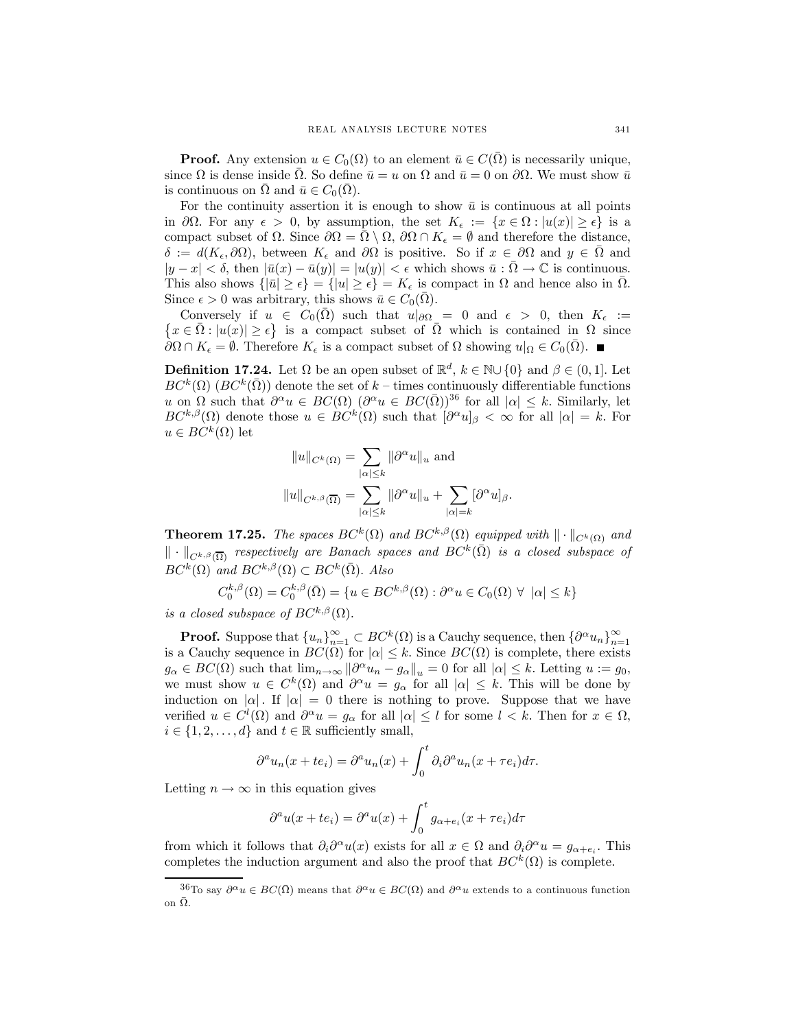**Proof.** Any extension $u \in C_0(\Omega)$ to an element $\bar{u} \in C(\bar{\Omega})$ is necessarily unique, since $\Omega$ is dense inside $\bar{\Omega}$. So define $\bar{u} = u$ on $\Omega$ and $\bar{u} = 0$ on $\partial\Omega$. We must show $\bar{u}$ is continuous on $\bar{\Omega}$ and $\bar{u} \in C_0(\bar{\Omega})$.

For the continuity assertion it is enough to show $\bar{u}$ is continuous at all points in $\partial\Omega$. For any $\epsilon > 0$, by assumption, the set $K_\epsilon := \{x \in \Omega : |u(x)| \geq \epsilon\}$ is a compact subset of $\Omega$. Since $\partial\Omega = \bar{\Omega} \setminus \Omega$, $\partial\Omega \cap K_\epsilon = \emptyset$ and therefore the distance, $\delta := d(K_\epsilon, \partial\Omega)$, between $K_\epsilon$ and $\partial\Omega$ is positive. So if $x \in \partial\Omega$ and $y \in \bar{\Omega}$ and $|y - x| < \delta$, then $|\bar{u}(x) - \bar{u}(y)| = |u(y)| < \epsilon$ which shows $\bar{u} : \bar{\Omega} \to \mathbb{C}$ is continuous. This also shows $\{|\bar{u}| \geq \epsilon\} = \{|u| \geq \epsilon\} = K_\epsilon$ is compact in $\Omega$ and hence also in $\bar{\Omega}$. Since $\epsilon > 0$ was arbitrary, this shows $\bar{u} \in C_0(\bar{\Omega})$.

Conversely if $u \in C_0(\bar{\Omega})$ such that $u|_{\partial\Omega} = 0$ and $\epsilon > 0$, then $K_\epsilon := \{x \in \bar{\Omega} : |u(x)| \geq \epsilon\}$ is a compact subset of $\bar{\Omega}$ which is contained in $\Omega$ since $\partial\Omega \cap K_\epsilon = \emptyset$. Therefore $K_\epsilon$ is a compact subset of $\Omega$ showing $u|_\Omega \in C_0(\bar{\Omega})$. ■

**Definition 17.24.** Let $\Omega$ be an open subset of $\mathbb{R}^d$, $k \in \mathbb{N} \cup \{0\}$ and $\beta \in (0, 1]$. Let $BC^k(\Omega)$ ($BC^k(\bar{\Omega})$) denote the set of $k$ – times continuously differentiable functions $u$ on $\Omega$ such that $\partial^\alpha u \in BC(\Omega)$ ($\partial^\alpha u \in BC(\bar{\Omega})$)[36] for all $|\alpha| \leq k$. Similarly, let $BC^{k,\beta}(\Omega)$ denote those $u \in BC^k(\Omega)$ such that $[\partial^\alpha u]_\beta < \infty$ for all $|\alpha| = k$. For $u \in BC^k(\Omega)$ let

$$\|u\|_{C^k(\Omega)} = \sum_{|\alpha| \leq k} \|\partial^\alpha u\|_u \text{ and}$$

$$\|u\|_{C^{k,\beta}(\overline{\Omega})} = \sum_{|\alpha| \leq k} \|\partial^\alpha u\|_u + \sum_{|\alpha| = k} [\partial^\alpha u]_\beta.$$

**Theorem 17.25.** *The spaces $BC^k(\Omega)$ and $BC^{k,\beta}(\Omega)$ equipped with $\|\cdot\|_{C^k(\Omega)}$ and $\|\cdot\|_{C^{k,\beta}(\overline{\Omega})}$ respectively are Banach spaces and $BC^k(\bar{\Omega})$ is a closed subspace of $BC^k(\Omega)$ and $BC^{k,\beta}(\Omega) \subset BC^k(\bar{\Omega})$. Also*

$$C_0^{k,\beta}(\Omega) = C_0^{k,\beta}(\bar{\Omega}) = \{u \in BC^{k,\beta}(\Omega) : \partial^\alpha u \in C_0(\Omega) \ \forall \ |\alpha| \leq k\}$$

*is a closed subspace of $BC^{k,\beta}(\Omega)$.*

**Proof.** Suppose that $\{u_n\}_{n=1}^\infty \subset BC^k(\Omega)$ is a Cauchy sequence, then $\{\partial^\alpha u_n\}_{n=1}^\infty$ is a Cauchy sequence in $BC(\Omega)$ for $|\alpha| \leq k$. Since $BC(\Omega)$ is complete, there exists $g_\alpha \in BC(\Omega)$ such that $\lim_{n\to\infty} \|\partial^\alpha u_n - g_\alpha\|_u = 0$ for all $|\alpha| \leq k$. Letting $u := g_0$, we must show $u \in C^k(\Omega)$ and $\partial^\alpha u = g_\alpha$ for all $|\alpha| \leq k$. This will be done by induction on $|\alpha|$. If $|\alpha| = 0$ there is nothing to prove. Suppose that we have verified $u \in C^l(\Omega)$ and $\partial^\alpha u = g_\alpha$ for all $|\alpha| \leq l$ for some $l < k$. Then for $x \in \Omega$, $i \in \{1, 2, \ldots, d\}$ and $t \in \mathbb{R}$ sufficiently small,

$$\partial^a u_n(x + te_i) = \partial^a u_n(x) + \int_0^t \partial_i \partial^a u_n(x + \tau e_i) d\tau.$$

Letting $n \to \infty$ in this equation gives

$$\partial^a u(x + te_i) = \partial^a u(x) + \int_0^t g_{\alpha+e_i}(x + \tau e_i) d\tau$$

from which it follows that $\partial_i \partial^\alpha u(x)$ exists for all $x \in \Omega$ and $\partial_i \partial^\alpha u = g_{\alpha+e_i}$. This completes the induction argument and also the proof that $BC^k(\Omega)$ is complete.

[36]To say $\partial^\alpha u \in BC(\bar{\Omega})$ means that $\partial^\alpha u \in BC(\Omega)$ and $\partial^\alpha u$ extends to a continuous function on $\bar{\Omega}$.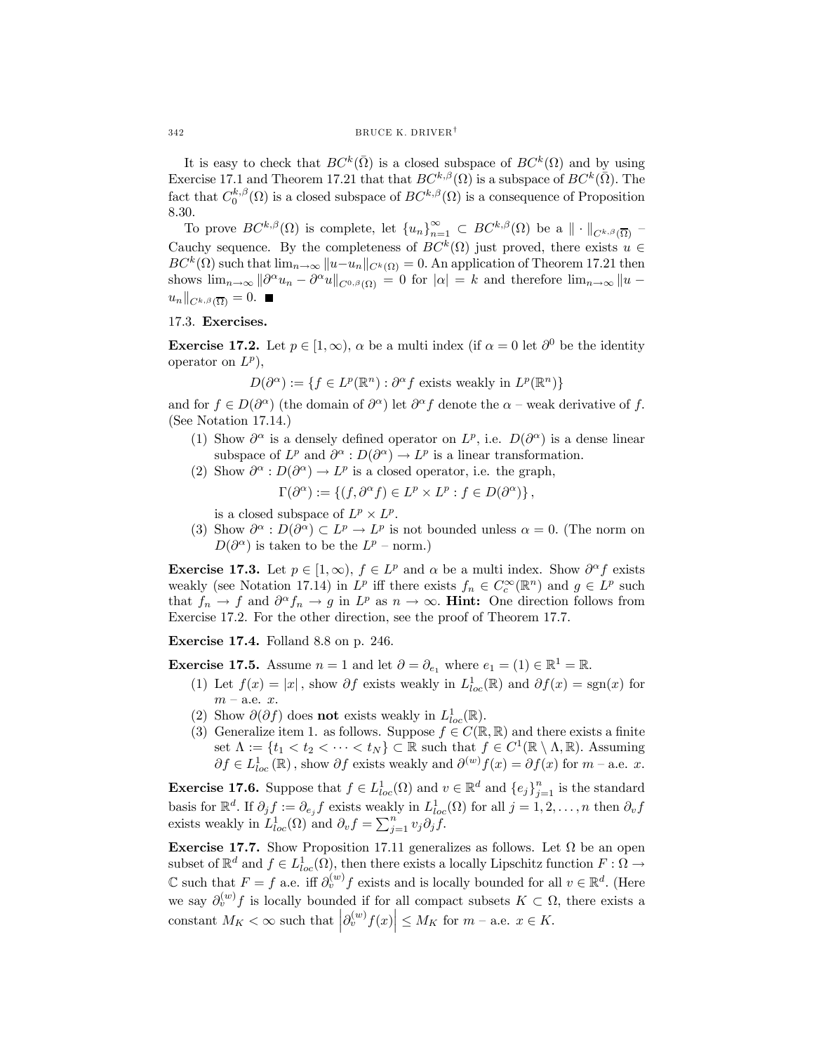It is easy to check that $BC^k(\bar{\Omega})$ is a closed subspace of $BC^k(\Omega)$ and by using Exercise 17.1 and Theorem 17.21 that that $BC^{k,\beta}(\Omega)$ is a subspace of $BC^k(\bar{\Omega})$. The fact that $C_0^{k,\beta}(\Omega)$ is a closed subspace of $BC^{k,\beta}(\Omega)$ is a consequence of Proposition 8.30.

To prove $BC^{k,\beta}(\Omega)$ is complete, let $\{u_n\}_{n=1}^{\infty} \subset BC^{k,\beta}(\Omega)$ be a $\|\cdot\|_{C^{k,\beta}(\overline{\Omega})}$ – Cauchy sequence. By the completeness of $BC^k(\Omega)$ just proved, there exists $u \in BC^k(\Omega)$ such that $\lim_{n\to\infty} \|u-u_n\|_{C^k(\Omega)} = 0$. An application of Theorem 17.21 then shows $\lim_{n\to\infty} \|\partial^\alpha u_n - \partial^\alpha u\|_{C^{0,\beta}(\Omega)} = 0$ for $|\alpha| = k$ and therefore $\lim_{n\to\infty} \|u - u_n\|_{C^{k,\beta}(\overline{\Omega})} = 0$. ■

### 17.3. Exercises.

**Exercise 17.2.** Let $p \in [1, \infty)$, $\alpha$ be a multi index (if $\alpha = 0$ let $\partial^0$ be the identity operator on $L^p$),

$$D(\partial^\alpha) := \{f \in L^p(\mathbb{R}^n) : \partial^\alpha f \text{ exists weakly in } L^p(\mathbb{R}^n)\}$$

and for $f \in D(\partial^\alpha)$ (the domain of $\partial^\alpha$) let $\partial^\alpha f$ denote the $\alpha$ – weak derivative of $f$. (See Notation 17.14.)

1. Show $\partial^\alpha$ is a densely defined operator on $L^p$, i.e. $D(\partial^\alpha)$ is a dense linear subspace of $L^p$ and $\partial^\alpha : D(\partial^\alpha) \to L^p$ is a linear transformation.
2. Show $\partial^\alpha : D(\partial^\alpha) \to L^p$ is a closed operator, i.e. the graph,
$$\Gamma(\partial^\alpha) := \{(f, \partial^\alpha f) \in L^p \times L^p : f \in D(\partial^\alpha)\},$$
is a closed subspace of $L^p \times L^p$.
3. Show $\partial^\alpha : D(\partial^\alpha) \subset L^p \to L^p$ is not bounded unless $\alpha = 0$. (The norm on $D(\partial^\alpha)$ is taken to be the $L^p$ – norm.)

**Exercise 17.3.** Let $p \in [1, \infty)$, $f \in L^p$ and $\alpha$ be a multi index. Show $\partial^\alpha f$ exists weakly (see Notation 17.14) in $L^p$ iff there exists $f_n \in C_c^\infty(\mathbb{R}^n)$ and $g \in L^p$ such that $f_n \to f$ and $\partial^\alpha f_n \to g$ in $L^p$ as $n \to \infty$. **Hint:** One direction follows from Exercise 17.2. For the other direction, see the proof of Theorem 17.7.

**Exercise 17.4.** Folland 8.8 on p. 246.

**Exercise 17.5.** Assume $n = 1$ and let $\partial = \partial_{e_1}$ where $e_1 = (1) \in \mathbb{R}^1 = \mathbb{R}$.

1. Let $f(x) = |x|$, show $\partial f$ exists weakly in $L^1_{loc}(\mathbb{R})$ and $\partial f(x) = \text{sgn}(x)$ for $m$ – a.e. $x$.
2. Show $\partial(\partial f)$ does **not** exists weakly in $L^1_{loc}(\mathbb{R})$.
3. Generalize item 1. as follows. Suppose $f \in C(\mathbb{R}, \mathbb{R})$ and there exists a finite set $\Lambda := \{t_1 < t_2 < \cdots < t_N\} \subset \mathbb{R}$ such that $f \in C^1(\mathbb{R} \setminus \Lambda, \mathbb{R})$. Assuming $\partial f \in L^1_{loc}(\mathbb{R})$, show $\partial f$ exists weakly and $\partial^{(w)} f(x) = \partial f(x)$ for $m$ – a.e. $x$.

**Exercise 17.6.** Suppose that $f \in L^1_{loc}(\Omega)$ and $v \in \mathbb{R}^d$ and $\{e_j\}_{j=1}^n$ is the standard basis for $\mathbb{R}^d$. If $\partial_j f := \partial_{e_j} f$ exists weakly in $L^1_{loc}(\Omega)$ for all $j = 1, 2, \ldots, n$ then $\partial_v f$ exists weakly in $L^1_{loc}(\Omega)$ and $\partial_v f = \sum_{j=1}^n v_j \partial_j f$.

**Exercise 17.7.** Show Proposition 17.11 generalizes as follows. Let $\Omega$ be an open subset of $\mathbb{R}^d$ and $f \in L^1_{loc}(\Omega)$, then there exists a locally Lipschitz function $F : \Omega \to \mathbb{C}$ such that $F = f$ a.e. iff $\partial_v^{(w)} f$ exists and is locally bounded for all $v \in \mathbb{R}^d$. (Here we say $\partial_v^{(w)} f$ is locally bounded if for all compact subsets $K \subset \Omega$, there exists a constant $M_K < \infty$ such that $\left|\partial_v^{(w)} f(x)\right| \le M_K$ for $m$ – a.e. $x \in K$.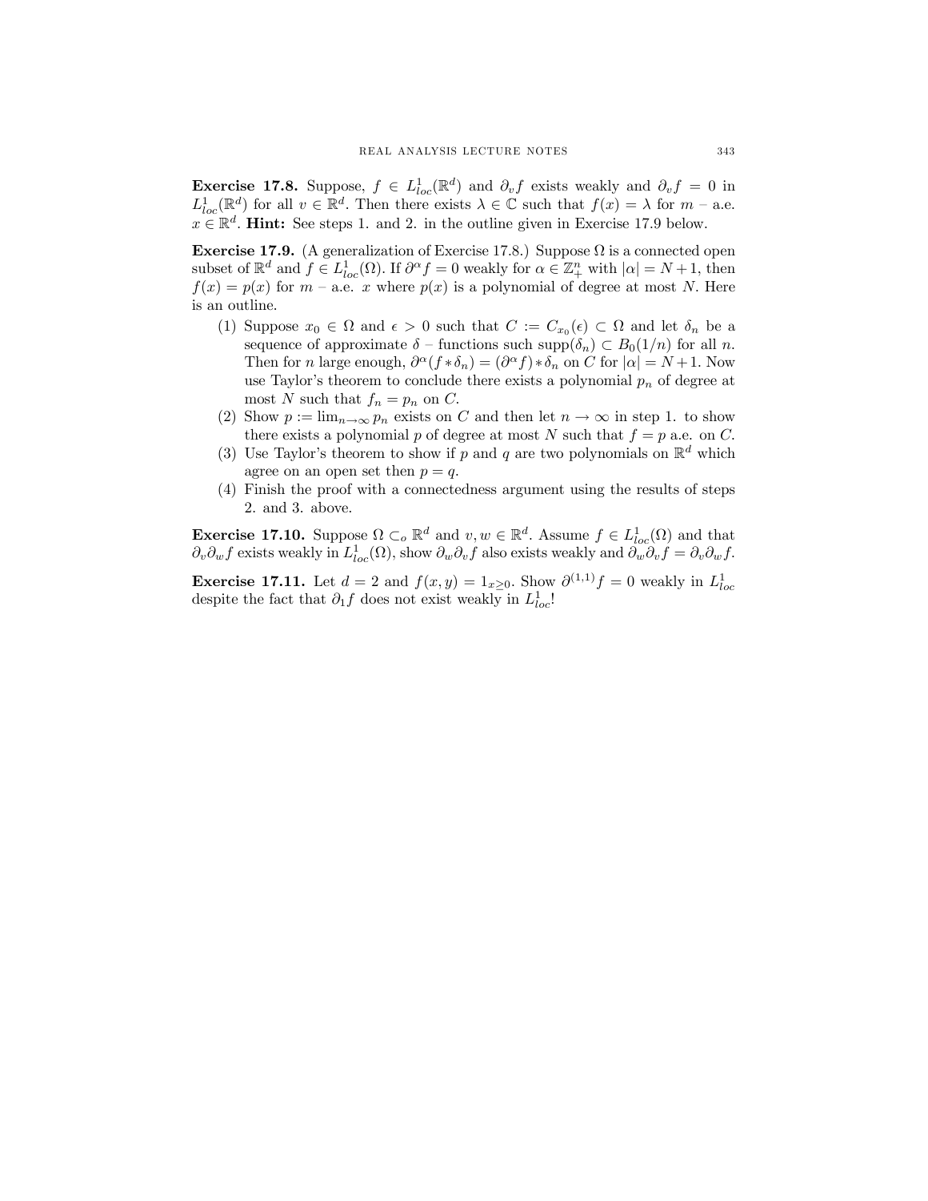**Exercise 17.8.** Suppose, $f \in L^1_{loc}(\mathbb{R}^d)$ and $\partial_v f$ exists weakly and $\partial_v f = 0$ in $L^1_{loc}(\mathbb{R}^d)$ for all $v \in \mathbb{R}^d$. Then there exists $\lambda \in \mathbb{C}$ such that $f(x) = \lambda$ for $m$ – a.e. $x \in \mathbb{R}^d$. **Hint:** See steps 1. and 2. in the outline given in Exercise 17.9 below.

**Exercise 17.9.** (A generalization of Exercise 17.8.) Suppose $\Omega$ is a connected open subset of $\mathbb{R}^d$ and $f \in L^1_{loc}(\Omega)$. If $\partial^\alpha f = 0$ weakly for $\alpha \in \mathbb{Z}^n_+$ with $|\alpha| = N+1$, then $f(x) = p(x)$ for $m$ – a.e. $x$ where $p(x)$ is a polynomial of degree at most $N$. Here is an outline.

1. Suppose $x_0 \in \Omega$ and $\epsilon > 0$ such that $C := C_{x_0}(\epsilon) \subset \Omega$ and let $\delta_n$ be a sequence of approximate $\delta$ – functions such that $\text{supp}(\delta_n) \subset B_0(1/n)$ for all $n$. Then for $n$ large enough, $\partial^\alpha(f * \delta_n) = (\partial^\alpha f) * \delta_n$ on $C$ for $|\alpha| = N+1$. Now use Taylor's theorem to conclude there exists a polynomial $p_n$ of degree at most $N$ such that $f_n = p_n$ on $C$.
2. Show $p := \lim_{n\to\infty} p_n$ exists on $C$ and then let $n \to \infty$ in step 1. to show there exists a polynomial $p$ of degree at most $N$ such that $f = p$ a.e. on $C$.
3. Use Taylor's theorem to show if $p$ and $q$ are two polynomials on $\mathbb{R}^d$ which agree on an open set then $p = q$.
4. Finish the proof with a connectedness argument using the results of steps 2. and 3. above.

**Exercise 17.10.** Suppose $\Omega \subset_o \mathbb{R}^d$ and $v, w \in \mathbb{R}^d$. Assume $f \in L^1_{loc}(\Omega)$ and that $\partial_v \partial_w f$ exists weakly in $L^1_{loc}(\Omega)$, show $\partial_w \partial_v f$ also exists weakly and $\partial_w \partial_v f = \partial_v \partial_w f$.

**Exercise 17.11.** Let $d = 2$ and $f(x, y) = 1_{x \geq 0}$. Show $\partial^{(1,1)} f = 0$ weakly in $L^1_{loc}$ despite the fact that $\partial_1 f$ does not exist weakly in $L^1_{loc}$!